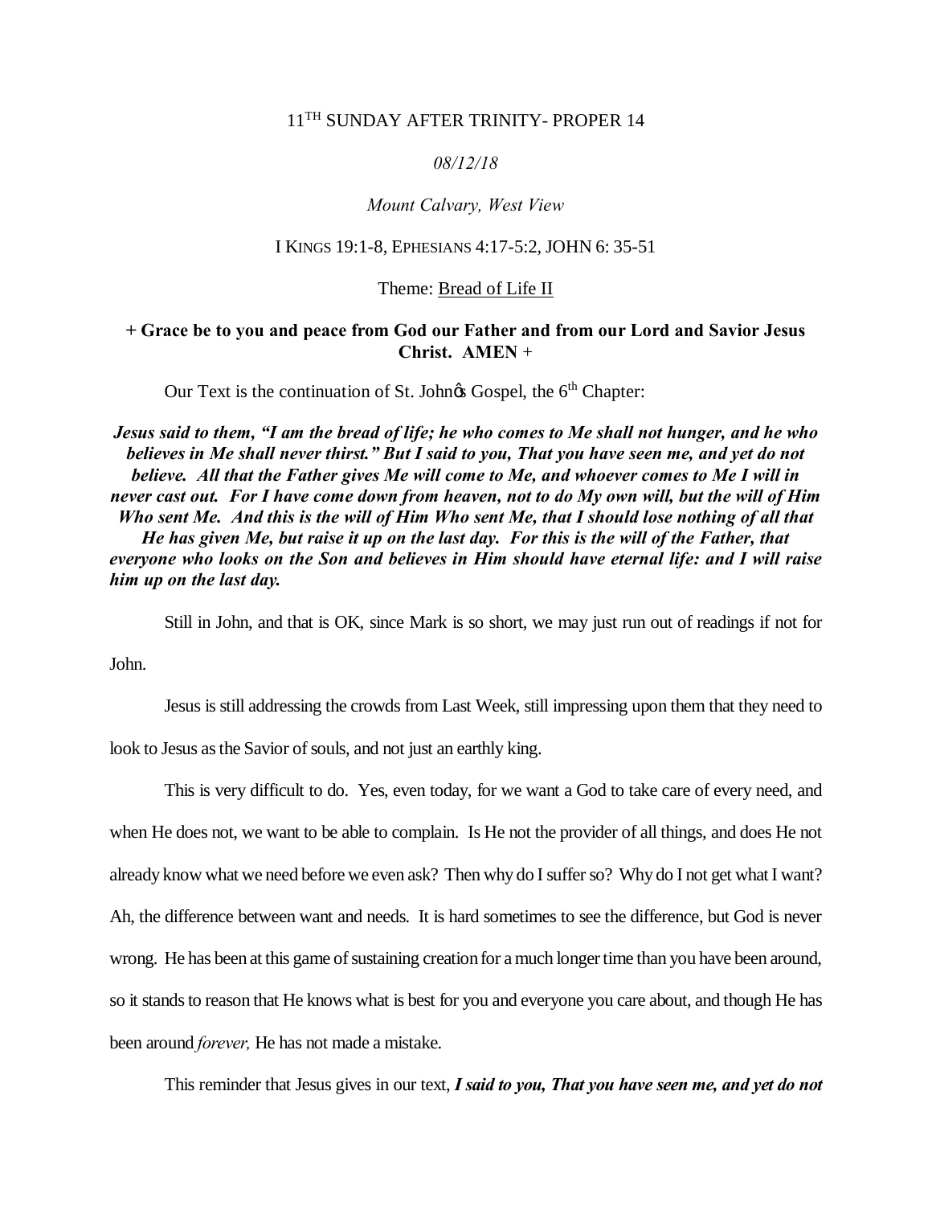11TH SUNDAY AFTER TRINITY- PROPER 14

*08/12/18*

*Mount Calvary, West View*

I KINGS 19:1-8, EPHESIANS 4:17-5:2, JOHN 6: 35-51

Theme: <u>Bread of Life II</u>

**+ Grace be to you and peace from God our Father and from our Lord and Savior Jesus Christ. AMEN +**

Our Text is the continuation of St. John's Gospel, the 6th Chapter:

***Jesus said to them, "I am the bread of life; he who comes to Me shall not hunger, and he who believes in Me shall never thirst." But I said to you, That you have seen me, and yet do not believe. All that the Father gives Me will come to Me, and whoever comes to Me I will in never cast out. For I have come down from heaven, not to do My own will, but the will of Him Who sent Me. And this is the will of Him Who sent Me, that I should lose nothing of all that He has given Me, but raise it up on the last day. For this is the will of the Father, that everyone who looks on the Son and believes in Him should have eternal life: and I will raise him up on the last day.***

Still in John, and that is OK, since Mark is so short, we may just run out of readings if not for John.

Jesus is still addressing the crowds from Last Week, still impressing upon them that they need to look to Jesus as the Savior of souls, and not just an earthly king.

This is very difficult to do. Yes, even today, for we want a God to take care of every need, and when He does not, we want to be able to complain. Is He not the provider of all things, and does He not already know what we need before we even ask? Then why do I suffer so? Why do I not get what I want? Ah, the difference between want and needs. It is hard sometimes to see the difference, but God is never wrong. He has been at this game of sustaining creation for a much longer time than you have been around, so it stands to reason that He knows what is best for you and everyone you care about, and though He has been around *forever,* He has not made a mistake.

This reminder that Jesus gives in our text, ***I said to you, That you have seen me, and yet do not***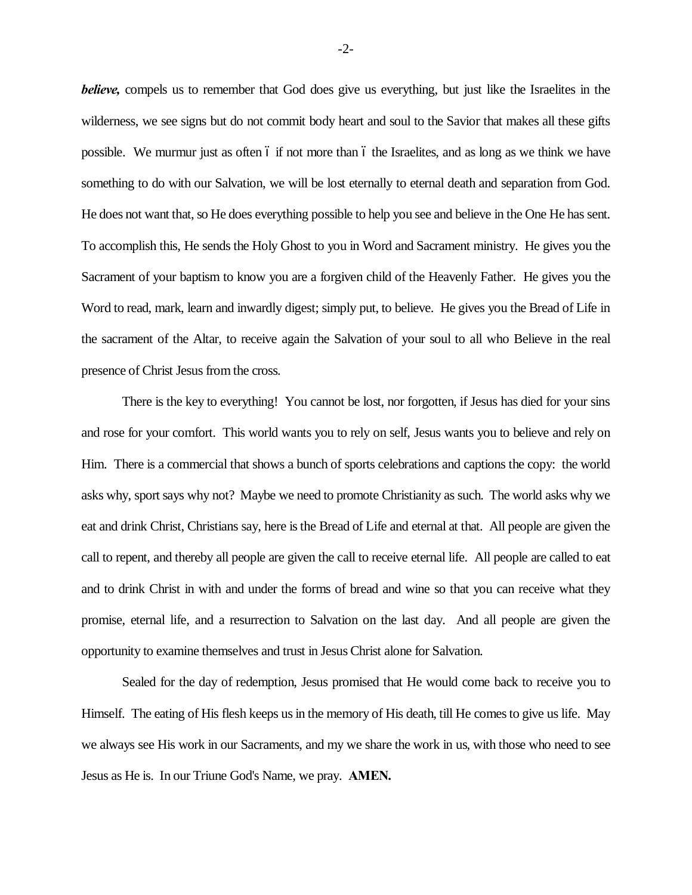***believe,*** compels us to remember that God does give us everything, but just like the Israelites in the wilderness, we see signs but do not commit body heart and soul to the Savior that makes all these gifts possible. We murmur just as often ó if not more than ó the Israelites, and as long as we think we have something to do with our Salvation, we will be lost eternally to eternal death and separation from God. He does not want that, so He does everything possible to help you see and believe in the One He has sent. To accomplish this, He sends the Holy Ghost to you in Word and Sacrament ministry. He gives you the Sacrament of your baptism to know you are a forgiven child of the Heavenly Father. He gives you the Word to read, mark, learn and inwardly digest; simply put, to believe. He gives you the Bread of Life in the sacrament of the Altar, to receive again the Salvation of your soul to all who Believe in the real presence of Christ Jesus from the cross.

There is the key to everything! You cannot be lost, nor forgotten, if Jesus has died for your sins and rose for your comfort. This world wants you to rely on self, Jesus wants you to believe and rely on Him. There is a commercial that shows a bunch of sports celebrations and captions the copy: the world asks why, sport says why not? Maybe we need to promote Christianity as such. The world asks why we eat and drink Christ, Christians say, here is the Bread of Life and eternal at that. All people are given the call to repent, and thereby all people are given the call to receive eternal life. All people are called to eat and to drink Christ in with and under the forms of bread and wine so that you can receive what they promise, eternal life, and a resurrection to Salvation on the last day. And all people are given the opportunity to examine themselves and trust in Jesus Christ alone for Salvation.

Sealed for the day of redemption, Jesus promised that He would come back to receive you to Himself. The eating of His flesh keeps us in the memory of His death, till He comes to give us life. May we always see His work in our Sacraments, and my we share the work in us, with those who need to see Jesus as He is. In our Triune God's Name, we pray. **AMEN.**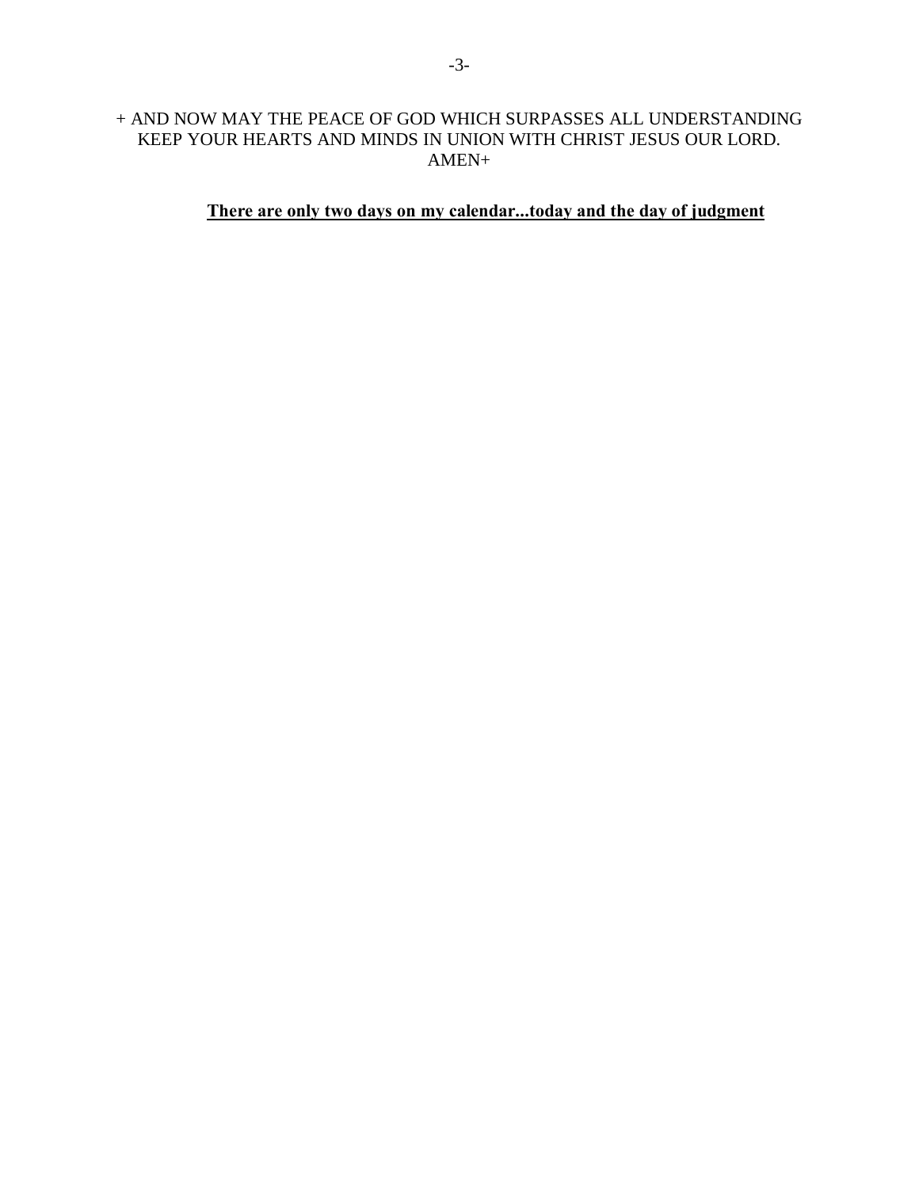+ AND NOW MAY THE PEACE OF GOD WHICH SURPASSES ALL UNDERSTANDING KEEP YOUR HEARTS AND MINDS IN UNION WITH CHRIST JESUS OUR LORD. AMEN+

**<u>There are only two days on my calendar...today and the day of judgment</u>**